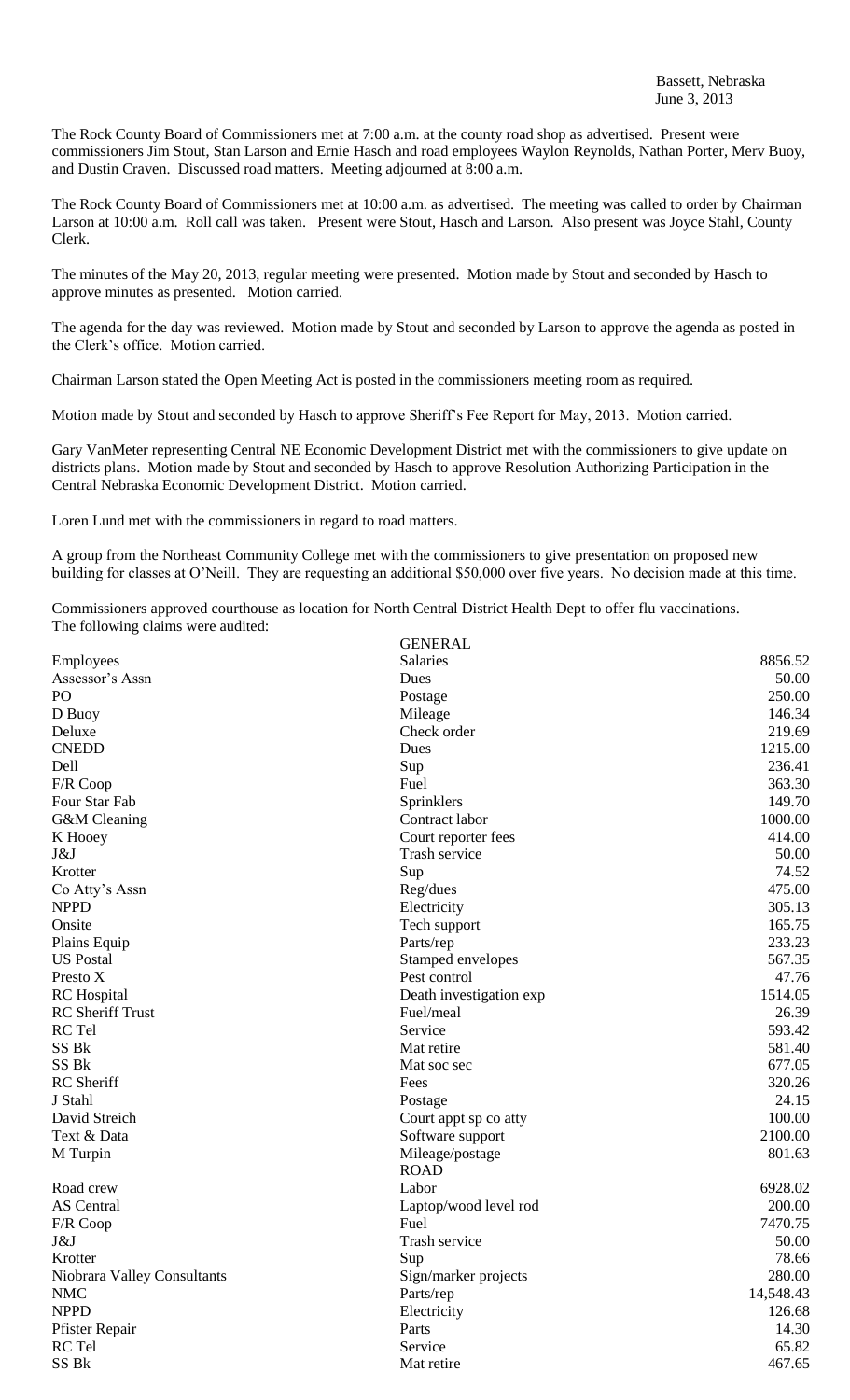Bassett, Nebraska
June 3, 2013

The Rock County Board of Commissioners met at 7:00 a.m. at the county road shop as advertised. Present were commissioners Jim Stout, Stan Larson and Ernie Hasch and road employees Waylon Reynolds, Nathan Porter, Merv Buoy, and Dustin Craven. Discussed road matters. Meeting adjourned at 8:00 a.m.

The Rock County Board of Commissioners met at 10:00 a.m. as advertised. The meeting was called to order by Chairman Larson at 10:00 a.m. Roll call was taken. Present were Stout, Hasch and Larson. Also present was Joyce Stahl, County Clerk.

The minutes of the May 20, 2013, regular meeting were presented. Motion made by Stout and seconded by Hasch to approve minutes as presented. Motion carried.

The agenda for the day was reviewed. Motion made by Stout and seconded by Larson to approve the agenda as posted in the Clerk's office. Motion carried.

Chairman Larson stated the Open Meeting Act is posted in the commissioners meeting room as required.

Motion made by Stout and seconded by Hasch to approve Sheriff's Fee Report for May, 2013. Motion carried.

Gary VanMeter representing Central NE Economic Development District met with the commissioners to give update on districts plans. Motion made by Stout and seconded by Hasch to approve Resolution Authorizing Participation in the Central Nebraska Economic Development District. Motion carried.

Loren Lund met with the commissioners in regard to road matters.

A group from the Northeast Community College met with the commissioners to give presentation on proposed new building for classes at O'Neill. They are requesting an additional $50,000 over five years. No decision made at this time.

Commissioners approved courthouse as location for North Central District Health Dept to offer flu vaccinations.
The following claims were audited:

| | GENERAL | |
|---|---|---|
| Employees | Salaries | 8856.52 |
| Assessor's Assn | Dues | 50.00 |
| PO | Postage | 250.00 |
| D Buoy | Mileage | 146.34 |
| Deluxe | Check order | 219.69 |
| CNEDD | Dues | 1215.00 |
| Dell | Sup | 236.41 |
| F/R Coop | Fuel | 363.30 |
| Four Star Fab | Sprinklers | 149.70 |
| G&M Cleaning | Contract labor | 1000.00 |
| K Hooey | Court reporter fees | 414.00 |
| J&J | Trash service | 50.00 |
| Krotter | Sup | 74.52 |
| Co Atty's Assn | Reg/dues | 475.00 |
| NPPD | Electricity | 305.13 |
| Onsite | Tech support | 165.75 |
| Plains Equip | Parts/rep | 233.23 |
| US Postal | Stamped envelopes | 567.35 |
| Presto X | Pest control | 47.76 |
| RC Hospital | Death investigation exp | 1514.05 |
| RC Sheriff Trust | Fuel/meal | 26.39 |
| RC Tel | Service | 593.42 |
| SS Bk | Mat retire | 581.40 |
| SS Bk | Mat soc sec | 677.05 |
| RC Sheriff | Fees | 320.26 |
| J Stahl | Postage | 24.15 |
| David Streich | Court appt sp co atty | 100.00 |
| Text & Data | Software support | 2100.00 |
| M Turpin | Mileage/postage | 801.63 |
| | ROAD | |
| Road crew | Labor | 6928.02 |
| AS Central | Laptop/wood level rod | 200.00 |
| F/R Coop | Fuel | 7470.75 |
| J&J | Trash service | 50.00 |
| Krotter | Sup | 78.66 |
| Niobrara Valley Consultants | Sign/marker projects | 280.00 |
| NMC | Parts/rep | 14,548.43 |
| NPPD | Electricity | 126.68 |
| Pfister Repair | Parts | 14.30 |
| RC Tel | Service | 65.82 |
| SS Bk | Mat retire | 467.65 |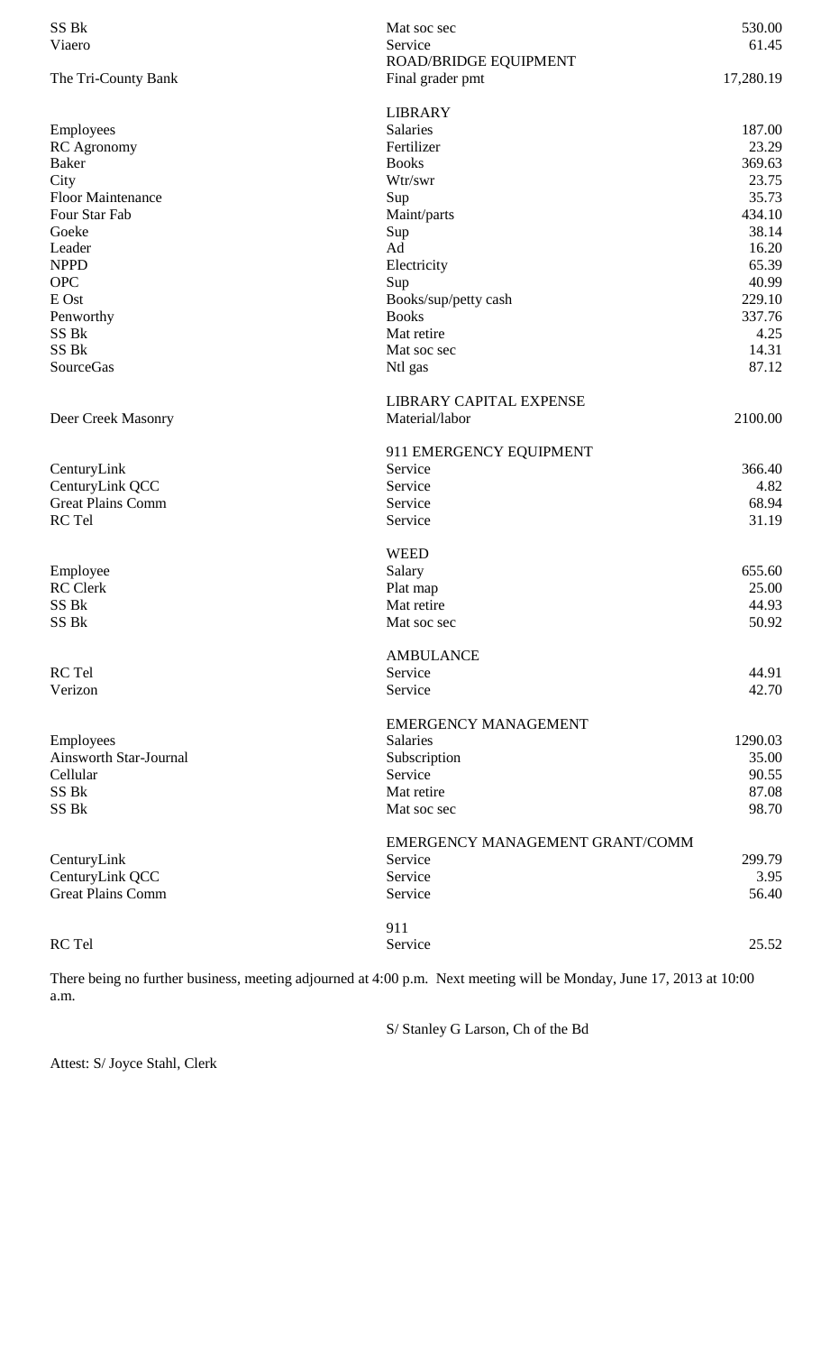| | | |
|---|---|---|
| SS Bk | Mat soc sec | 530.00 |
| Viaero | Service | 61.45 |
| | ROAD/BRIDGE EQUIPMENT | |
| The Tri-County Bank | Final grader pmt | 17,280.19 |
| | LIBRARY | |
| Employees | Salaries | 187.00 |
| RC Agronomy | Fertilizer | 23.29 |
| Baker | Books | 369.63 |
| City | Wtr/swr | 23.75 |
| Floor Maintenance | Sup | 35.73 |
| Four Star Fab | Maint/parts | 434.10 |
| Goeke | Sup | 38.14 |
| Leader | Ad | 16.20 |
| NPPD | Electricity | 65.39 |
| OPC | Sup | 40.99 |
| E Ost | Books/sup/petty cash | 229.10 |
| Penworthy | Books | 337.76 |
| SS Bk | Mat retire | 4.25 |
| SS Bk | Mat soc sec | 14.31 |
| SourceGas | Ntl gas | 87.12 |
| | LIBRARY CAPITAL EXPENSE | |
| Deer Creek Masonry | Material/labor | 2100.00 |
| | 911 EMERGENCY EQUIPMENT | |
| CenturyLink | Service | 366.40 |
| CenturyLink QCC | Service | 4.82 |
| Great Plains Comm | Service | 68.94 |
| RC Tel | Service | 31.19 |
| | WEED | |
| Employee | Salary | 655.60 |
| RC Clerk | Plat map | 25.00 |
| SS Bk | Mat retire | 44.93 |
| SS Bk | Mat soc sec | 50.92 |
| | AMBULANCE | |
| RC Tel | Service | 44.91 |
| Verizon | Service | 42.70 |
| | EMERGENCY MANAGEMENT | |
| Employees | Salaries | 1290.03 |
| Ainsworth Star-Journal | Subscription | 35.00 |
| Cellular | Service | 90.55 |
| SS Bk | Mat retire | 87.08 |
| SS Bk | Mat soc sec | 98.70 |
| | EMERGENCY MANAGEMENT GRANT/COMM | |
| CenturyLink | Service | 299.79 |
| CenturyLink QCC | Service | 3.95 |
| Great Plains Comm | Service | 56.40 |
| | 911 | |
| RC Tel | Service | 25.52 |

There being no further business, meeting adjourned at 4:00 p.m. Next meeting will be Monday, June 17, 2013 at 10:00 a.m.

S/ Stanley G Larson, Ch of the Bd

Attest: S/ Joyce Stahl, Clerk